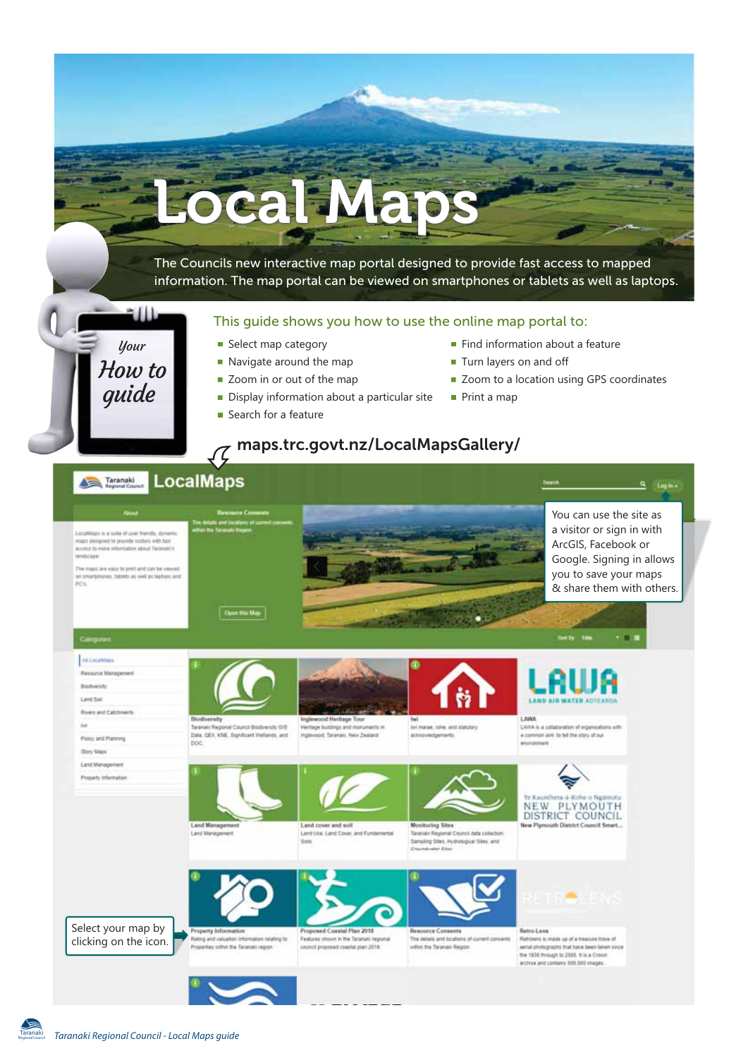# Local Maps

The Councils new interactive map portal designed to provide fast access to mapped information. The map portal can be viewed on smartphones or tablets as well as laptops.

*Your How to guide*

This guide shows you how to use the online map portal to:

- Select map category
- Navigate around the map
- Zoom in or out of the map
- Display information about a particular site
- Search for a feature
- Find information about a feature
- Turn layers on and off
- Zoom to a location using GPS coordinates
- Print a map

**maps.trc.govt.nz/LocalMapsGallery/**

You can use the site as a visitor or sign in with ArcGIS, Facebook or Google. Signing in allows you to save your maps & share them with others.

Select your map by clicking on the icon.

*Taranaki Regional Council - Local Maps guide*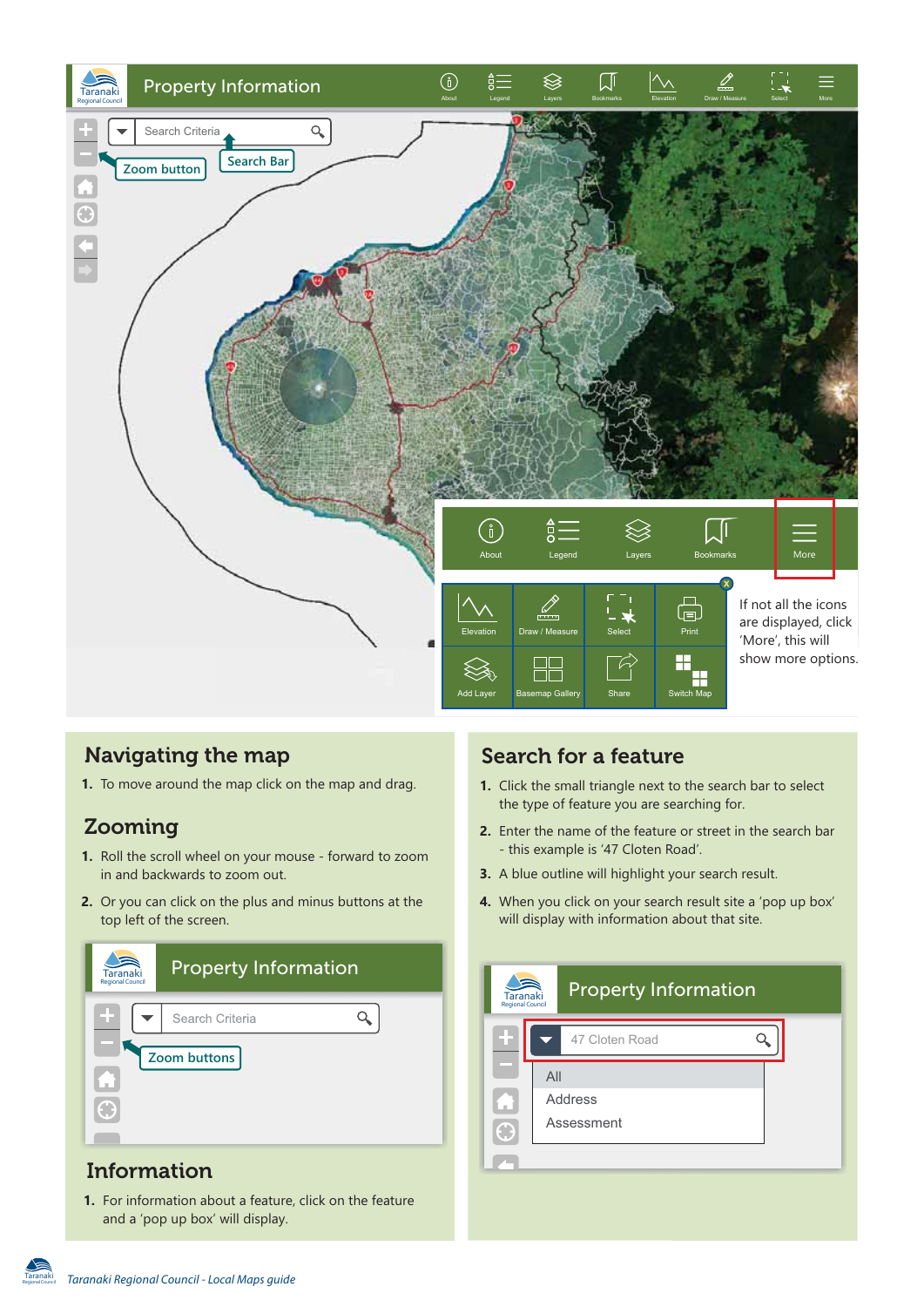If not all the icons are displayed, click 'More', this will show more options.

## Navigating the map

1. To move around the map click on the map and drag.

## Zooming

1. Roll the scroll wheel on your mouse - forward to zoom in and backwards to zoom out.
2. Or you can click on the plus and minus buttons at the top left of the screen.

## Information

1. For information about a feature, click on the feature and a 'pop up box' will display.

## Search for a feature

1. Click the small triangle next to the search bar to select the type of feature you are searching for.
2. Enter the name of the feature or street in the search bar - this example is '47 Cloten Road'.
3. A blue outline will highlight your search result.
4. When you click on your search result site a 'pop up box' will display with information about that site.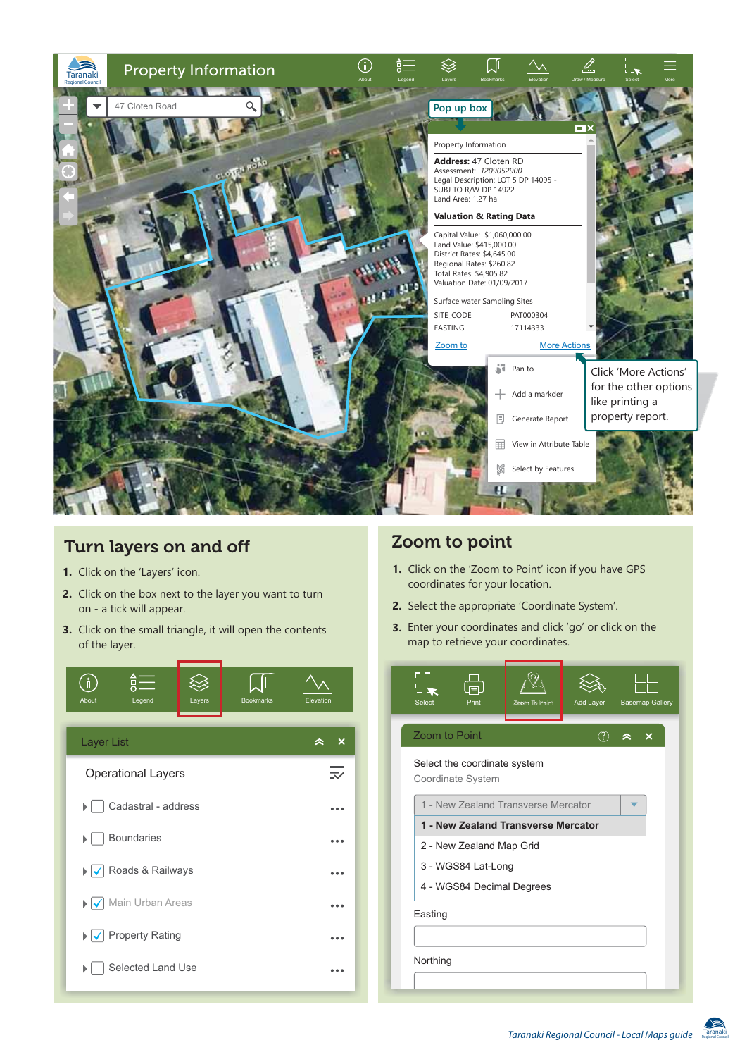Property Information

Pop up box

Property Information

**Address:** 47 Cloten RD
Assessment: 1209052900
Legal Description: LOT 5 DP 14095 - SUBJ TO R/W DP 14922
Land Area: 1.27 ha

**Valuation & Rating Data**

Capital Value: $1,060,000.00
Land Value: $415,000.00
District Rates: $4,645.00
Regional Rates: $260.82
Total Rates: $4,905.82
Valuation Date: 01/09/2017

Surface water Sampling Sites

SITE_CODE PAT000304
EASTING 17114333

Zoom to | More Actions

- Pan to
- Add a markder
- Generate Report
- View in Attribute Table
- Select by Features

Click 'More Actions' for the other options like printing a property report.

## Turn layers on and off

1. Click on the 'Layers' icon.
2. Click on the box next to the layer you want to turn on - a tick will appear.
3. Click on the small triangle, it will open the contents of the layer.

Layer List

Operational Layers

- Cadastral - address
- Boundaries
- Roads & Railways
- Main Urban Areas
- Property Rating
- Selected Land Use

## Zoom to point

1. Click on the 'Zoom to Point' icon if you have GPS coordinates for your location.
2. Select the appropriate 'Coordinate System'.
3. Enter your coordinates and click 'go' or click on the map to retrieve your coordinates.

Zoom to Point

Select the coordinate system

Coordinate System

1 - New Zealand Transverse Mercator
2 - New Zealand Map Grid
3 - WGS84 Lat-Long
4 - WGS84 Decimal Degrees

Easting

Northing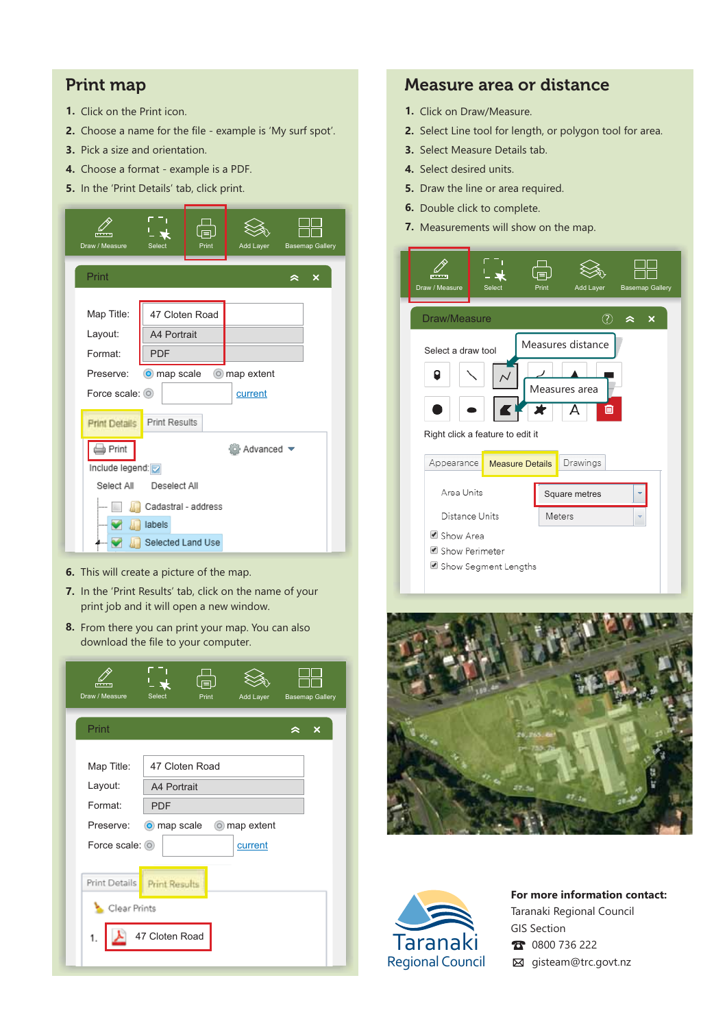## Print map

1. Click on the Print icon.
2. Choose a name for the file - example is 'My surf spot'.
3. Pick a size and orientation.
4. Choose a format - example is a PDF.
5. In the 'Print Details' tab, click print.
6. This will create a picture of the map.
7. In the 'Print Results' tab, click on the name of your print job and it will open a new window.
8. From there you can print your map. You can also download the file to your computer.

## Measure area or distance

1. Click on Draw/Measure.
2. Select Line tool for length, or polygon tool for area.
3. Select Measure Details tab.
4. Select desired units.
5. Draw the line or area required.
6. Double click to complete.
7. Measurements will show on the map.

**For more information contact:**

Taranaki Regional Council
GIS Section
☎ 0800 736 222
✉ gisteam@trc.govt.nz